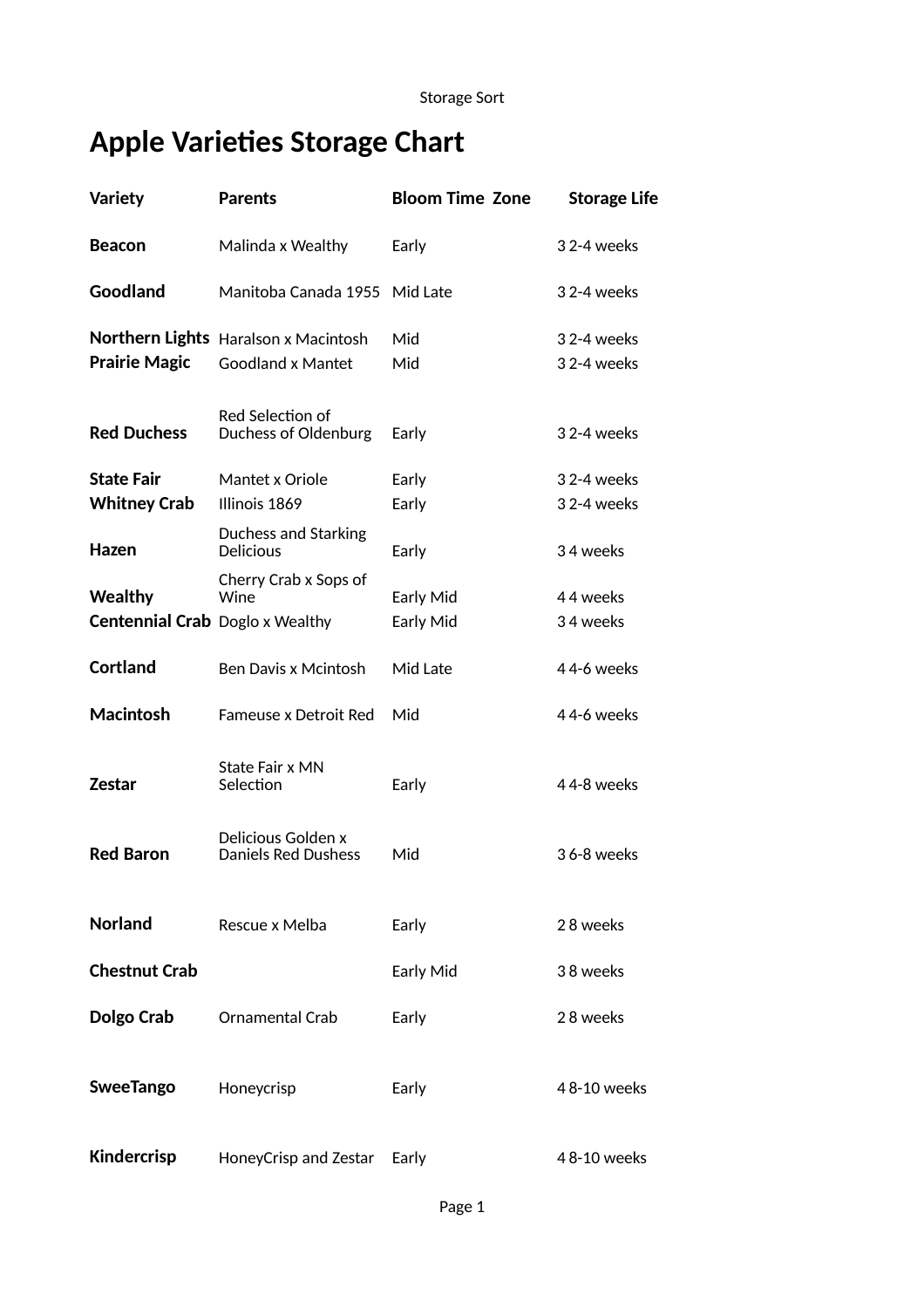# Apple Varieties Storage Chart

| Variety | Parents | Bloom Time | Zone | Storage Life |
|---|---|---|---|---|
| **Beacon** | Malinda x Wealthy | Early | 3 | 2-4 weeks |
| **Goodland** | Manitoba Canada 1955 | Mid Late | 3 | 2-4 weeks |
| **Northern Lights** | Haralson x Macintosh | Mid | 3 | 2-4 weeks |
| **Prairie Magic** | Goodland x Mantet | Mid | 3 | 2-4 weeks |
| **Red Duchess** | Red Selection of Duchess of Oldenburg | Early | 3 | 2-4 weeks |
| **State Fair** | Mantet x Oriole | Early | 3 | 2-4 weeks |
| **Whitney Crab** | Illinois 1869 | Early | 3 | 2-4 weeks |
| **Hazen** | Duchess and Starking Delicious | Early | 3 | 4 weeks |
| **Wealthy** | Cherry Crab x Sops of Wine | Early Mid | 4 | 4 weeks |
| **Centennial Crab** | Doglo x Wealthy | Early Mid | 3 | 4 weeks |
| **Cortland** | Ben Davis x Mcintosh | Mid Late | 4 | 4-6 weeks |
| **Macintosh** | Fameuse x Detroit Red | Mid | 4 | 4-6 weeks |
| **Zestar** | State Fair x MN Selection | Early | 4 | 4-8 weeks |
| **Red Baron** | Delicious Golden x Daniels Red Dushess | Mid | 3 | 6-8 weeks |
| **Norland** | Rescue x Melba | Early | 2 | 8 weeks |
| **Chestnut Crab** | | Early Mid | 3 | 8 weeks |
| **Dolgo Crab** | Ornamental Crab | Early | 2 | 8 weeks |
| **SweeTango** | Honeycrisp | Early | 4 | 8-10 weeks |
| **Kindercrisp** | HoneyCrisp and Zestar | Early | 4 | 8-10 weeks |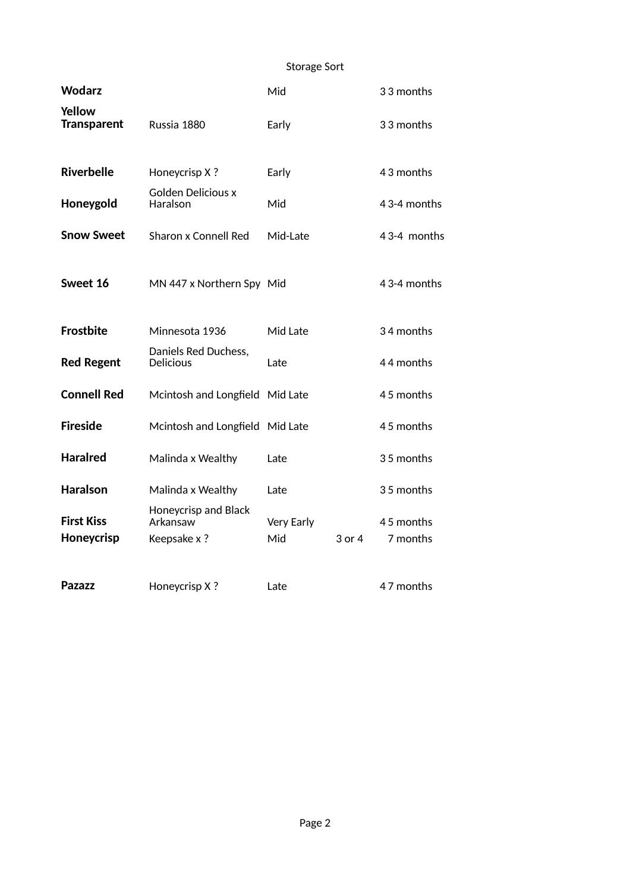Storage Sort

| | | | | | |
|---|---|---|---|---|---|
| **Wodarz** | | Mid | | 3 | 3 months |
| **Yellow Transparent** | Russia 1880 | Early | | 3 | 3 months |
| **Riverbelle** | Honeycrisp X ? | Early | | 4 | 3 months |
| **Honeygold** | Golden Delicious x Haralson | Mid | | 4 | 3-4 months |
| **Snow Sweet** | Sharon x Connell Red | Mid-Late | | 4 | 3-4  months |
| **Sweet 16** | MN 447 x Northern Spy | Mid | | 4 | 3-4 months |
| **Frostbite** | Minnesota 1936 | Mid Late | | 3 | 4 months |
| **Red Regent** | Daniels Red Duchess, Delicious | Late | | 4 | 4 months |
| **Connell Red** | Mcintosh and Longfield | Mid Late | | 4 | 5 months |
| **Fireside** | Mcintosh and Longfield | Mid Late | | 4 | 5 months |
| **Haralred** | Malinda x Wealthy | Late | | 3 | 5 months |
| **Haralson** | Malinda x Wealthy | Late | | 3 | 5 months |
| **First Kiss** | Honeycrisp and Black Arkansaw | Very Early | | 4 | 5 months |
| **Honeycrisp** | Keepsake x ? | Mid | 3 or 4 | | 7 months |
| **Pazazz** | Honeycrisp X ? | Late | | 4 | 7 months |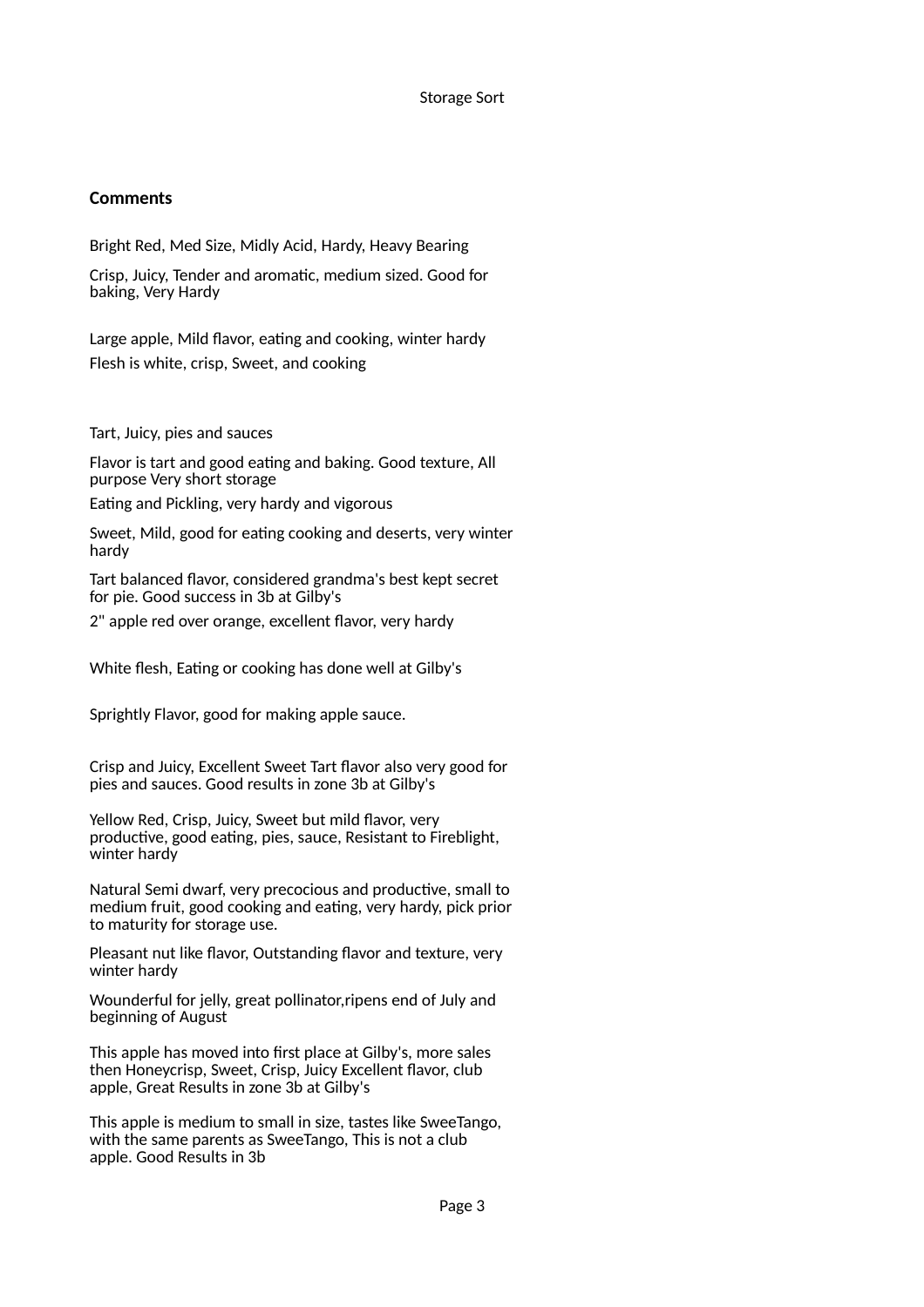**Comments**

Bright Red, Med Size, Midly Acid, Hardy, Heavy Bearing

Crisp, Juicy, Tender and aromatic, medium sized. Good for baking, Very Hardy

Large apple, Mild flavor, eating and cooking, winter hardy

Flesh is white, crisp, Sweet, and cooking

Tart, Juicy, pies and sauces

Flavor is tart and good eating and baking. Good texture, All purpose Very short storage

Eating and Pickling, very hardy and vigorous

Sweet, Mild, good for eating cooking and deserts, very winter hardy

Tart balanced flavor, considered grandma's best kept secret for pie. Good success in 3b at Gilby's

2" apple red over orange, excellent flavor, very hardy

White flesh, Eating or cooking has done well at Gilby's

Sprightly Flavor, good for making apple sauce.

Crisp and Juicy, Excellent Sweet Tart flavor also very good for pies and sauces. Good results in zone 3b at Gilby's

Yellow Red, Crisp, Juicy, Sweet but mild flavor, very productive, good eating, pies, sauce, Resistant to Fireblight, winter hardy

Natural Semi dwarf, very precocious and productive, small to medium fruit, good cooking and eating, very hardy, pick prior to maturity for storage use.

Pleasant nut like flavor, Outstanding flavor and texture, very winter hardy

Wounderful for jelly, great pollinator,ripens end of July and beginning of August

This apple has moved into first place at Gilby's, more sales then Honeycrisp, Sweet, Crisp, Juicy Excellent flavor, club apple, Great Results in zone 3b at Gilby's

This apple is medium to small in size, tastes like SweeTango, with the same parents as SweeTango, This is not a club apple. Good Results in 3b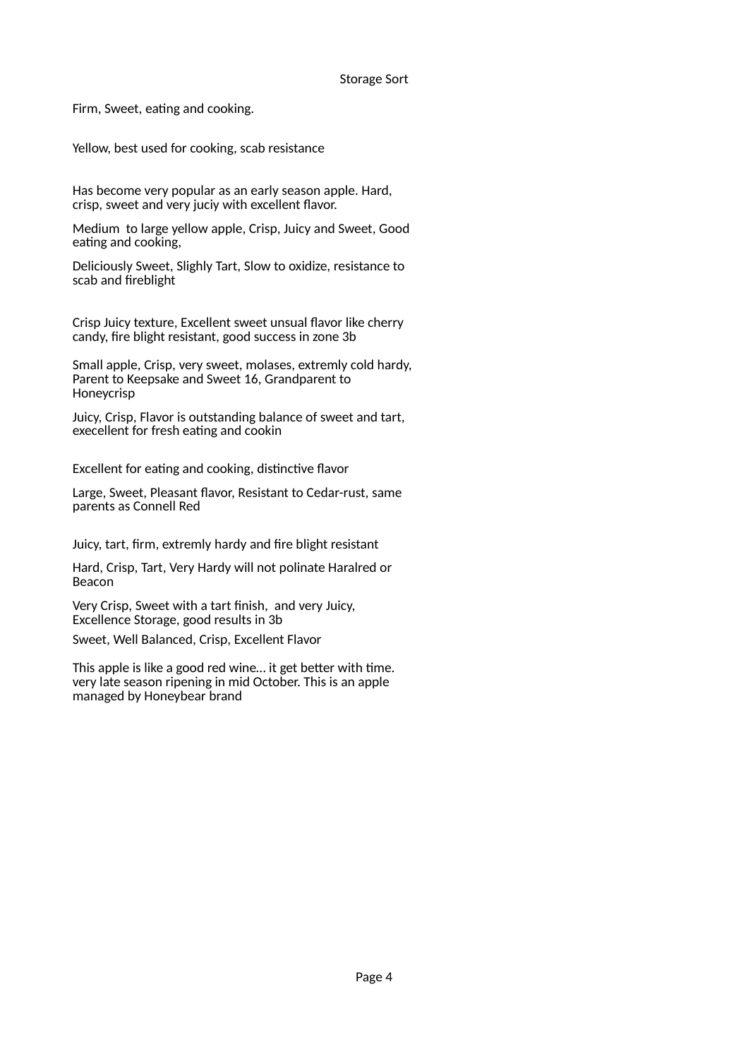Storage Sort

Firm, Sweet, eating and cooking.

Yellow, best used for cooking, scab resistance

Has become very popular as an early season apple. Hard, crisp, sweet and very juciy with excellent flavor.

Medium  to large yellow apple, Crisp, Juicy and Sweet, Good eating and cooking,

Deliciously Sweet, Slighly Tart, Slow to oxidize, resistance to scab and fireblight

Crisp Juicy texture, Excellent sweet unsual flavor like cherry candy, fire blight resistant, good success in zone 3b

Small apple, Crisp, very sweet, molases, extremly cold hardy, Parent to Keepsake and Sweet 16, Grandparent to Honeycrisp

Juicy, Crisp, Flavor is outstanding balance of sweet and tart, execellent for fresh eating and cookin

Excellent for eating and cooking, distinctive flavor

Large, Sweet, Pleasant flavor, Resistant to Cedar-rust, same parents as Connell Red

Juicy, tart, firm, extremly hardy and fire blight resistant

Hard, Crisp, Tart, Very Hardy will not polinate Haralred or Beacon

Very Crisp, Sweet with a tart finish,  and very Juicy, Excellence Storage, good results in 3b

Sweet, Well Balanced, Crisp, Excellent Flavor

This apple is like a good red wine… it get better with time. very late season ripening in mid October. This is an apple managed by Honeybear brand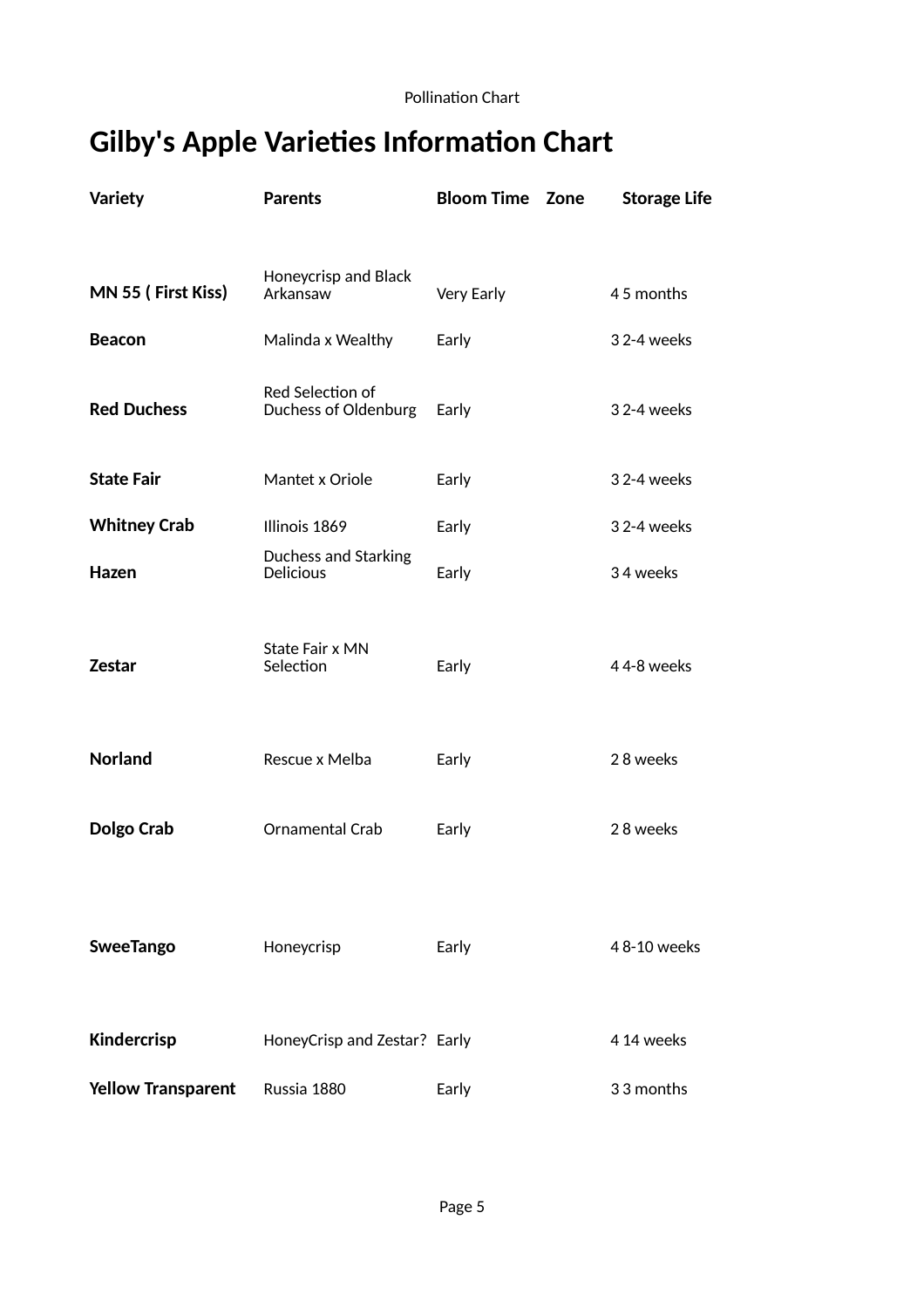# Gilby's Apple Varieties Information Chart

| Variety | Parents | Bloom Time | Zone | Storage Life |
|---|---|---|---|---|
| **MN 55 ( First Kiss)** | Honeycrisp and Black Arkansaw | Very Early | 4 | 5 months |
| **Beacon** | Malinda x Wealthy | Early | 3 | 2-4 weeks |
| **Red Duchess** | Red Selection of Duchess of Oldenburg | Early | 3 | 2-4 weeks |
| **State Fair** | Mantet x Oriole | Early | 3 | 2-4 weeks |
| **Whitney Crab** | Illinois 1869 | Early | 3 | 2-4 weeks |
| **Hazen** | Duchess and Starking Delicious | Early | 3 | 4 weeks |
| **Zestar** | State Fair x MN Selection | Early | 4 | 4-8 weeks |
| **Norland** | Rescue x Melba | Early | 2 | 8 weeks |
| **Dolgo Crab** | Ornamental Crab | Early | 2 | 8 weeks |
| **SweeTango** | Honeycrisp | Early | 4 | 8-10 weeks |
| **Kindercrisp** | HoneyCrisp and Zestar? | Early | 4 | 14 weeks |
| **Yellow Transparent** | Russia 1880 | Early | 3 | 3 months |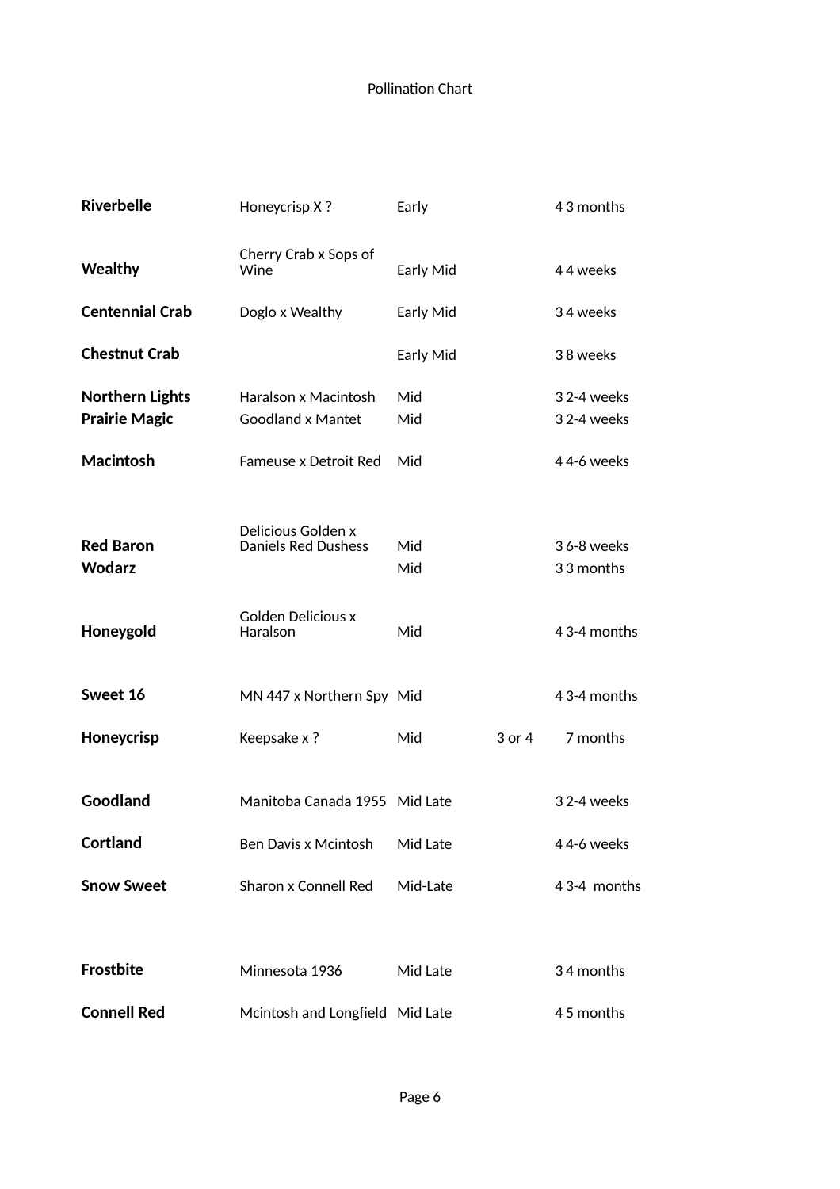Pollination Chart

| | | | | |
|---|---|---|---|---|
| **Riverbelle** | Honeycrisp X ? | Early | | 4 3 months |
| **Wealthy** | Cherry Crab x Sops of Wine | Early Mid | | 4 4 weeks |
| **Centennial Crab** | Doglo x Wealthy | Early Mid | | 3 4 weeks |
| **Chestnut Crab** | | Early Mid | | 3 8 weeks |
| **Northern Lights** | Haralson x Macintosh | Mid | | 3 2-4 weeks |
| **Prairie Magic** | Goodland x Mantet | Mid | | 3 2-4 weeks |
| **Macintosh** | Fameuse x Detroit Red | Mid | | 4 4-6 weeks |
| **Red Baron** | Delicious Golden x Daniels Red Dushess | Mid | | 3 6-8 weeks |
| **Wodarz** | | Mid | | 3 3 months |
| **Honeygold** | Golden Delicious x Haralson | Mid | | 4 3-4 months |
| **Sweet 16** | MN 447 x Northern Spy | Mid | | 4 3-4 months |
| **Honeycrisp** | Keepsake x ? | Mid | 3 or 4 | 7 months |
| **Goodland** | Manitoba Canada 1955 | Mid Late | | 3 2-4 weeks |
| **Cortland** | Ben Davis x Mcintosh | Mid Late | | 4 4-6 weeks |
| **Snow Sweet** | Sharon x Connell Red | Mid-Late | | 4 3-4 months |
| **Frostbite** | Minnesota 1936 | Mid Late | | 3 4 months |
| **Connell Red** | Mcintosh and Longfield | Mid Late | | 4 5 months |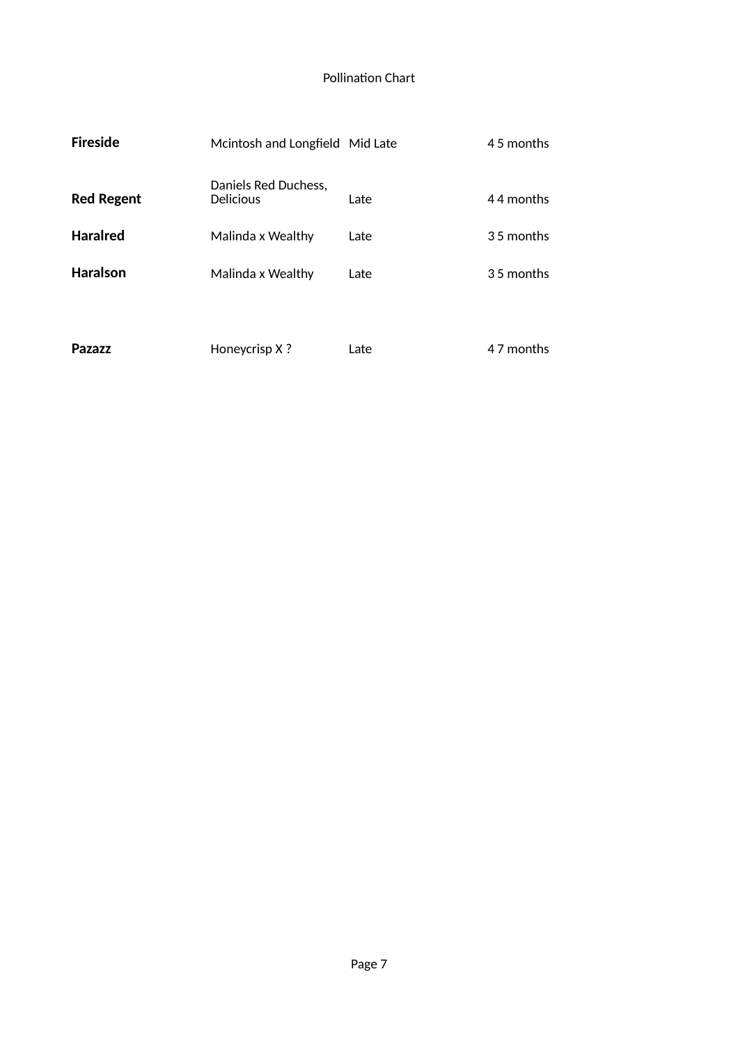Pollination Chart

| | | | |
|---|---|---|---|
| **Fireside** | Mcintosh and Longfield | Mid Late | 4 5 months |
| **Red Regent** | Daniels Red Duchess, Delicious | Late | 4 4 months |
| **Haralred** | Malinda x Wealthy | Late | 3 5 months |
| **Haralson** | Malinda x Wealthy | Late | 3 5 months |
| | | | |
| **Pazazz** | Honeycrisp X ? | Late | 4 7 months |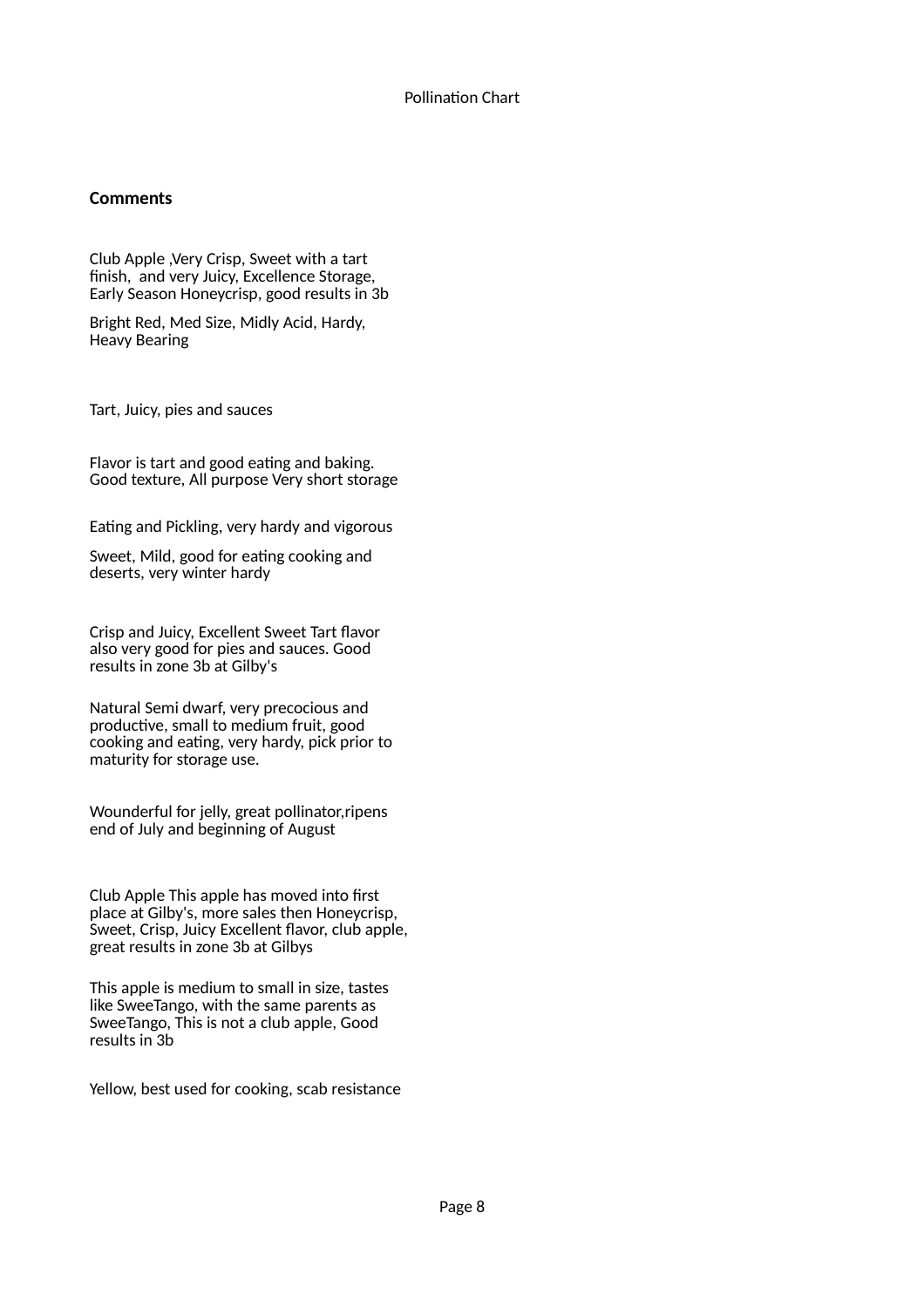Pollination Chart

**Comments**

Club Apple ,Very Crisp, Sweet with a tart finish,  and very Juicy, Excellence Storage, Early Season Honeycrisp, good results in 3b

Bright Red, Med Size, Midly Acid, Hardy, Heavy Bearing

Tart, Juicy, pies and sauces

Flavor is tart and good eating and baking. Good texture, All purpose Very short storage

Eating and Pickling, very hardy and vigorous

Sweet, Mild, good for eating cooking and deserts, very winter hardy

Crisp and Juicy, Excellent Sweet Tart flavor also very good for pies and sauces. Good results in zone 3b at Gilby's

Natural Semi dwarf, very precocious and productive, small to medium fruit, good cooking and eating, very hardy, pick prior to maturity for storage use.

Wounderful for jelly, great pollinator,ripens end of July and beginning of August

Club Apple This apple has moved into first place at Gilby's, more sales then Honeycrisp, Sweet, Crisp, Juicy Excellent flavor, club apple, great results in zone 3b at Gilbys

This apple is medium to small in size, tastes like SweeTango, with the same parents as SweeTango, This is not a club apple, Good results in 3b

Yellow, best used for cooking, scab resistance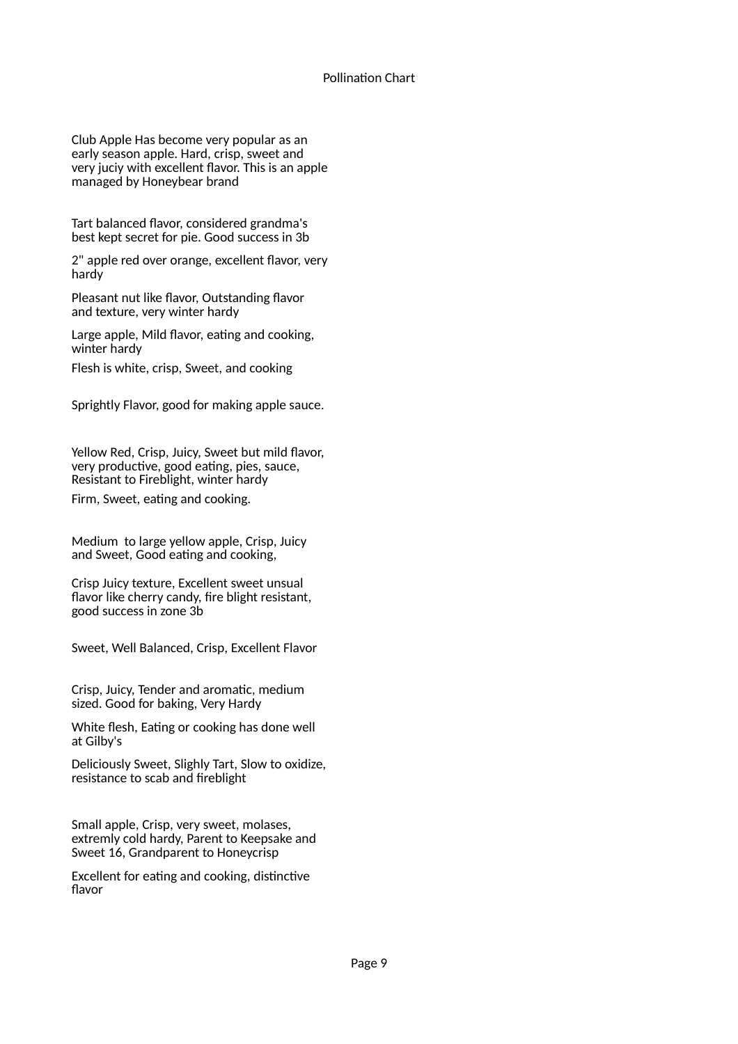Pollination Chart

Club Apple Has become very popular as an early season apple. Hard, crisp, sweet and very juciy with excellent flavor. This is an apple managed by Honeybear brand

Tart balanced flavor, considered grandma's best kept secret for pie. Good success in 3b

2" apple red over orange, excellent flavor, very hardy

Pleasant nut like flavor, Outstanding flavor and texture, very winter hardy

Large apple, Mild flavor, eating and cooking, winter hardy

Flesh is white, crisp, Sweet, and cooking

Sprightly Flavor, good for making apple sauce.

Yellow Red, Crisp, Juicy, Sweet but mild flavor, very productive, good eating, pies, sauce, Resistant to Fireblight, winter hardy

Firm, Sweet, eating and cooking.

Medium to large yellow apple, Crisp, Juicy and Sweet, Good eating and cooking,

Crisp Juicy texture, Excellent sweet unsual flavor like cherry candy, fire blight resistant, good success in zone 3b

Sweet, Well Balanced, Crisp, Excellent Flavor

Crisp, Juicy, Tender and aromatic, medium sized. Good for baking, Very Hardy

White flesh, Eating or cooking has done well at Gilby's

Deliciously Sweet, Slighly Tart, Slow to oxidize, resistance to scab and fireblight

Small apple, Crisp, very sweet, molases, extremly cold hardy, Parent to Keepsake and Sweet 16, Grandparent to Honeycrisp

Excellent for eating and cooking, distinctive flavor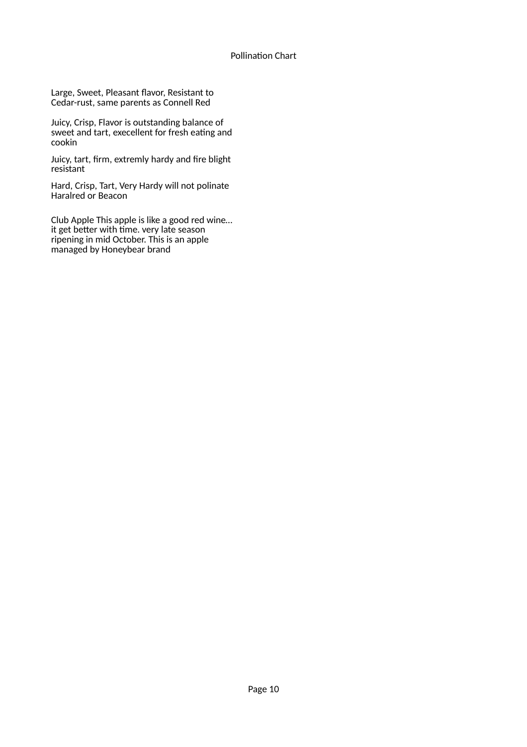Pollination Chart

Large, Sweet, Pleasant flavor, Resistant to Cedar-rust, same parents as Connell Red

Juicy, Crisp, Flavor is outstanding balance of sweet and tart, execellent for fresh eating and cookin

Juicy, tart, firm, extremly hardy and fire blight resistant

Hard, Crisp, Tart, Very Hardy will not polinate Haralred or Beacon

Club Apple This apple is like a good red wine… it get better with time. very late season ripening in mid October. This is an apple managed by Honeybear brand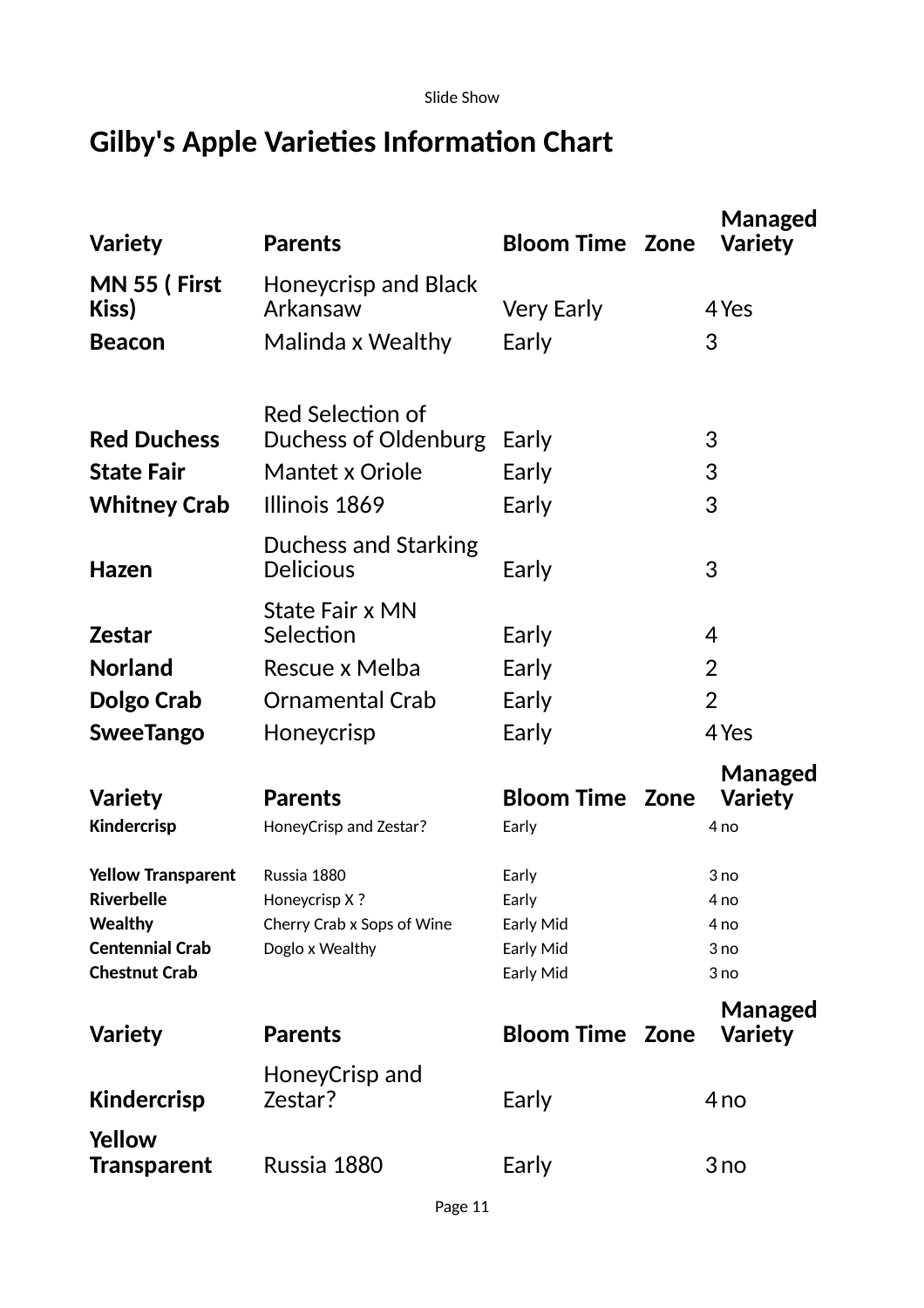Slide Show

# Gilby's Apple Varieties Information Chart

| Variety | Parents | Bloom Time | Zone | Managed Variety |
|---|---|---|---|---|
| **MN 55 ( First Kiss)** | Honeycrisp and Black Arkansaw | Very Early | 4 | Yes |
| **Beacon** | Malinda x Wealthy | Early | 3 | |
| **Red Duchess** | Red Selection of Duchess of Oldenburg | Early | 3 | |
| **State Fair** | Mantet x Oriole | Early | 3 | |
| **Whitney Crab** | Illinois 1869 | Early | 3 | |
| **Hazen** | Duchess and Starking Delicious | Early | 3 | |
| **Zestar** | State Fair x MN Selection | Early | 4 | |
| **Norland** | Rescue x Melba | Early | 2 | |
| **Dolgo Crab** | Ornamental Crab | Early | 2 | |
| **SweeTango** | Honeycrisp | Early | 4 | Yes |

| Variety | Parents | Bloom Time | Zone | Managed Variety |
|---|---|---|---|---|
| **Kindercrisp** | HoneyCrisp and Zestar? | Early | 4 | no |
| **Yellow Transparent** | Russia 1880 | Early | 3 | no |
| **Riverbelle** | Honeycrisp X ? | Early | 4 | no |
| **Wealthy** | Cherry Crab x Sops of Wine | Early Mid | 4 | no |
| **Centennial Crab** | Doglo x Wealthy | Early Mid | 3 | no |
| **Chestnut Crab** | | Early Mid | 3 | no |

| Variety | Parents | Bloom Time | Zone | Managed Variety |
|---|---|---|---|---|
| **Kindercrisp** | HoneyCrisp and Zestar? | Early | 4 | no |
| **Yellow Transparent** | Russia 1880 | Early | 3 | no |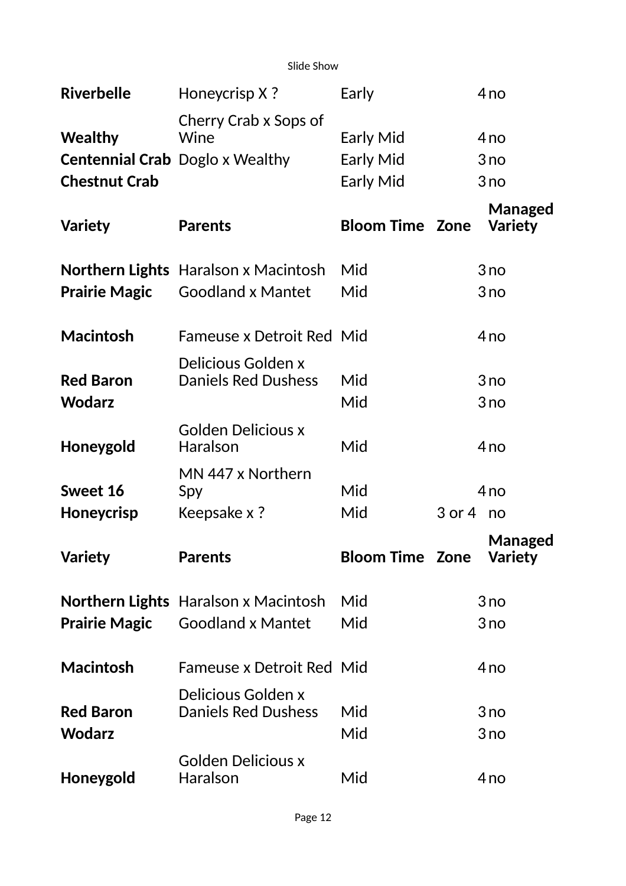| | | | | |
|---|---|---|---|---|
| **Riverbelle** | Honeycrisp X ? | Early | 4 | no |
| **Wealthy** | Cherry Crab x Sops of Wine | Early Mid | 4 | no |
| **Centennial Crab** | Doglo x Wealthy | Early Mid | 3 | no |
| **Chestnut Crab** | | Early Mid | 3 | no |
| **Variety** | **Parents** | **Bloom Time** | **Zone** | **Managed Variety** |
| **Northern Lights** | Haralson x Macintosh | Mid | 3 | no |
| **Prairie Magic** | Goodland x Mantet | Mid | 3 | no |
| **Macintosh** | Fameuse x Detroit Red | Mid | 4 | no |
| **Red Baron** | Delicious Golden x Daniels Red Dushess | Mid | 3 | no |
| **Wodarz** | | Mid | 3 | no |
| **Honeygold** | Golden Delicious x Haralson | Mid | 4 | no |
| **Sweet 16** | MN 447 x Northern Spy | Mid | 4 | no |
| **Honeycrisp** | Keepsake x ? | Mid | 3 or 4 | no |
| **Variety** | **Parents** | **Bloom Time** | **Zone** | **Managed Variety** |
| **Northern Lights** | Haralson x Macintosh | Mid | 3 | no |
| **Prairie Magic** | Goodland x Mantet | Mid | 3 | no |
| **Macintosh** | Fameuse x Detroit Red | Mid | 4 | no |
| **Red Baron** | Delicious Golden x Daniels Red Dushess | Mid | 3 | no |
| **Wodarz** | | Mid | 3 | no |
| **Honeygold** | Golden Delicious x Haralson | Mid | 4 | no |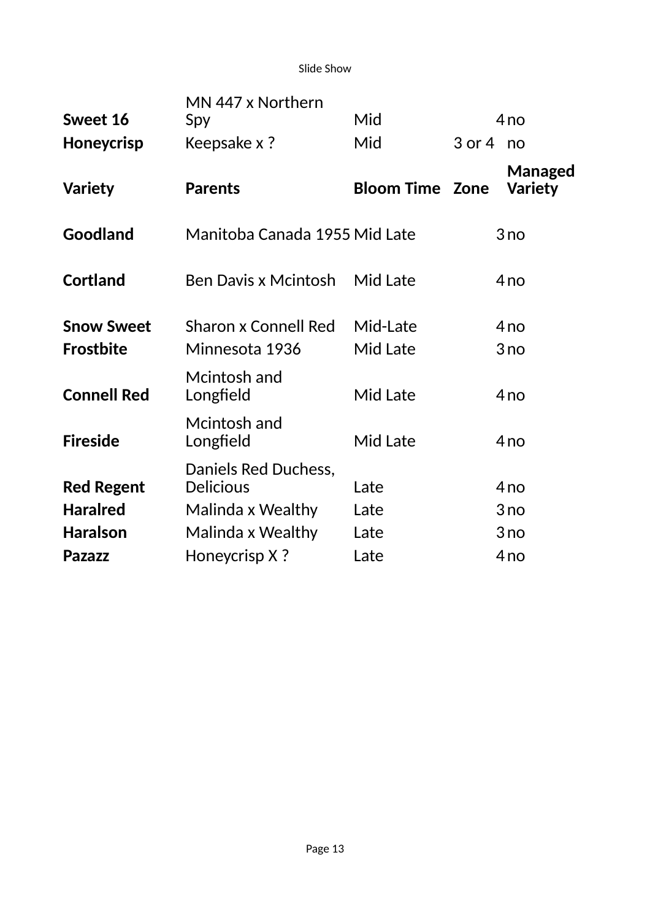| Variety | Parents | Bloom Time | Zone | Managed Variety |
|---|---|---|---|---|
| **Sweet 16** | MN 447 x Northern Spy | Mid | 4 | no |
| **Honeycrisp** | Keepsake x ? | Mid | 3 or 4 | no |
| **Goodland** | Manitoba Canada 1955 | Mid Late | 3 | no |
| **Cortland** | Ben Davis x Mcintosh | Mid Late | 4 | no |
| **Snow Sweet** | Sharon x Connell Red | Mid-Late | 4 | no |
| **Frostbite** | Minnesota 1936 | Mid Late | 3 | no |
| **Connell Red** | Mcintosh and Longfield | Mid Late | 4 | no |
| **Fireside** | Mcintosh and Longfield | Mid Late | 4 | no |
| **Red Regent** | Daniels Red Duchess, Delicious | Late | 4 | no |
| **Haralred** | Malinda x Wealthy | Late | 3 | no |
| **Haralson** | Malinda x Wealthy | Late | 3 | no |
| **Pazazz** | Honeycrisp X ? | Late | 4 | no |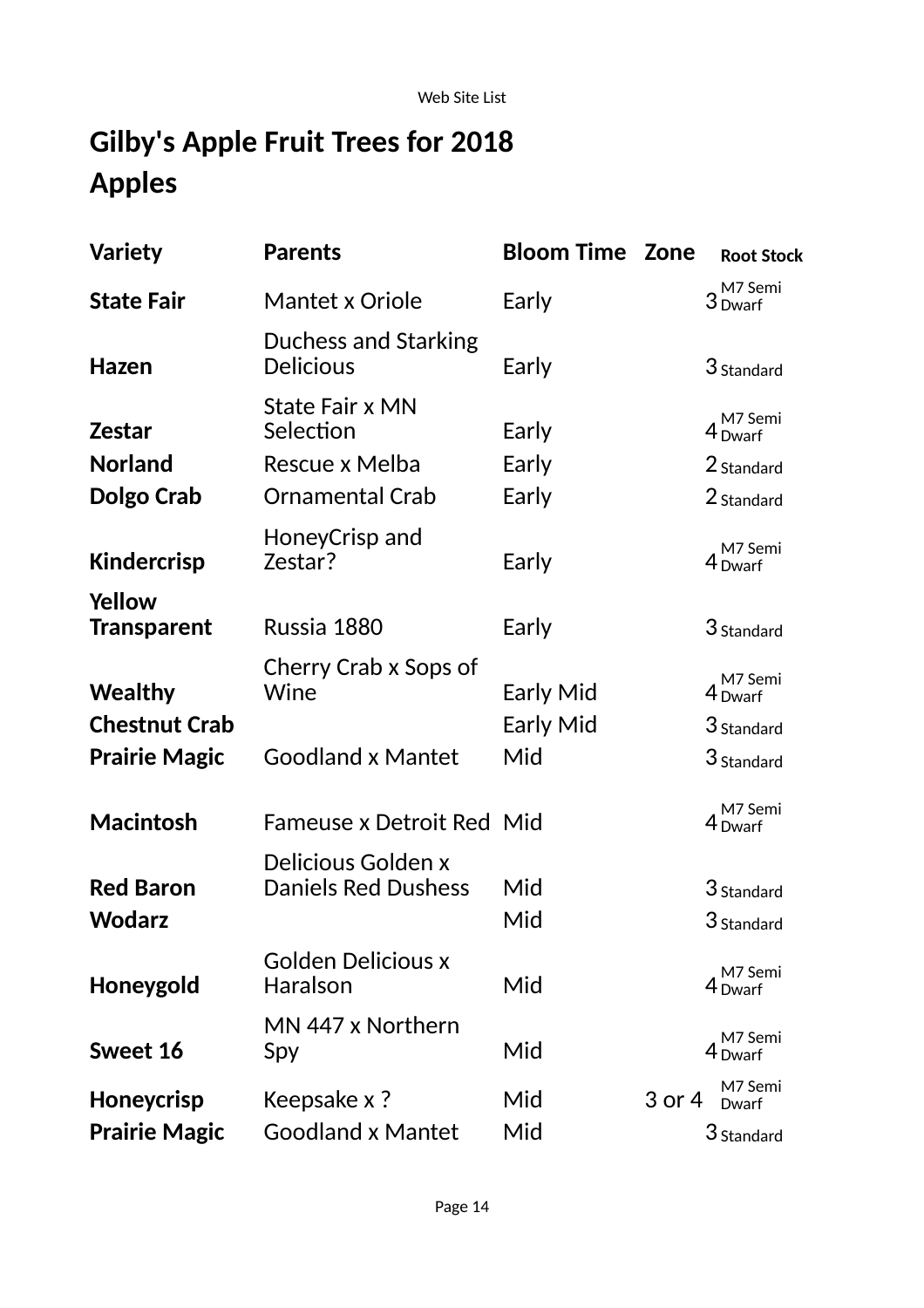# Gilby's Apple Fruit Trees for 2018

## Apples

| Variety | Parents | Bloom Time | Zone | Root Stock |
|---|---|---|---|---|
| **State Fair** | Mantet x Oriole | Early | 3 | M7 Semi Dwarf |
| **Hazen** | Duchess and Starking Delicious | Early | 3 | Standard |
| **Zestar** | State Fair x MN Selection | Early | 4 | M7 Semi Dwarf |
| **Norland** | Rescue x Melba | Early | 2 | Standard |
| **Dolgo Crab** | Ornamental Crab | Early | 2 | Standard |
| **Kindercrisp** | HoneyCrisp and Zestar? | Early | 4 | M7 Semi Dwarf |
| **Yellow Transparent** | Russia 1880 | Early | 3 | Standard |
| **Wealthy** | Cherry Crab x Sops of Wine | Early Mid | 4 | M7 Semi Dwarf |
| **Chestnut Crab** | | Early Mid | 3 | Standard |
| **Prairie Magic** | Goodland x Mantet | Mid | 3 | Standard |
| **Macintosh** | Fameuse x Detroit Red | Mid | 4 | M7 Semi Dwarf |
| **Red Baron** | Delicious Golden x Daniels Red Dushess | Mid | 3 | Standard |
| **Wodarz** | | Mid | 3 | Standard |
| **Honeygold** | Golden Delicious x Haralson | Mid | 4 | M7 Semi Dwarf |
| **Sweet 16** | MN 447 x Northern Spy | Mid | 4 | M7 Semi Dwarf |
| **Honeycrisp** | Keepsake x ? | Mid | 3 or 4 | M7 Semi Dwarf |
| **Prairie Magic** | Goodland x Mantet | Mid | 3 | Standard |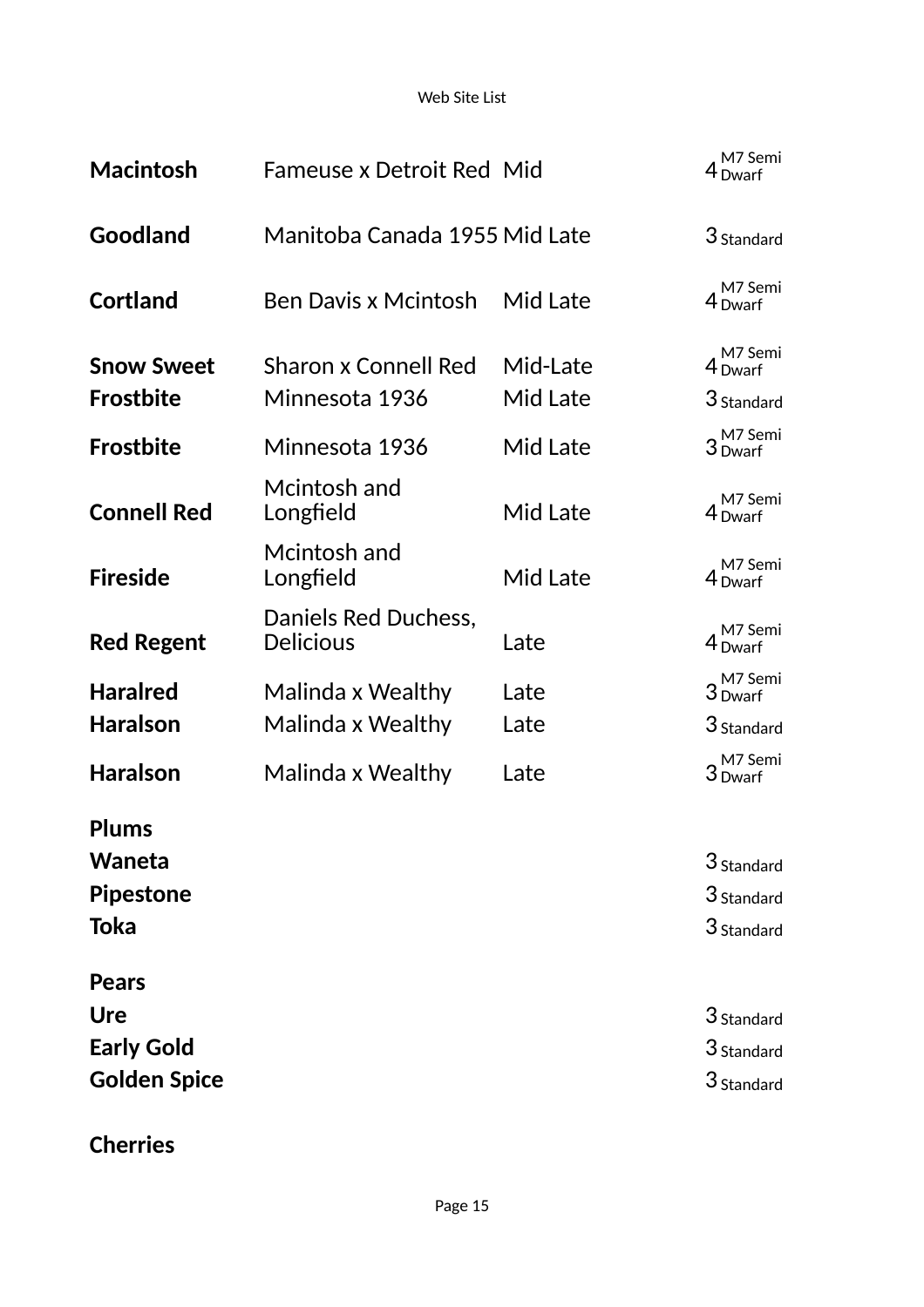| | | | | |
|---|---|---|---|---|
| **Macintosh** | Fameuse x Detroit Red | Mid | 4 | M7 Semi Dwarf |
| **Goodland** | Manitoba Canada 1955 | Mid Late | 3 | Standard |
| **Cortland** | Ben Davis x Mcintosh | Mid Late | 4 | M7 Semi Dwarf |
| **Snow Sweet** | Sharon x Connell Red | Mid-Late | 4 | M7 Semi Dwarf |
| **Frostbite** | Minnesota 1936 | Mid Late | 3 | Standard |
| **Frostbite** | Minnesota 1936 | Mid Late | 3 | M7 Semi Dwarf |
| **Connell Red** | Mcintosh and Longfield | Mid Late | 4 | M7 Semi Dwarf |
| **Fireside** | Mcintosh and Longfield | Mid Late | 4 | M7 Semi Dwarf |
| **Red Regent** | Daniels Red Duchess, Delicious | Late | 4 | M7 Semi Dwarf |
| **Haralred** | Malinda x Wealthy | Late | 3 | M7 Semi Dwarf |
| **Haralson** | Malinda x Wealthy | Late | 3 | Standard |
| **Haralson** | Malinda x Wealthy | Late | 3 | M7 Semi Dwarf |
| **Plums** | | | | |
| **Waneta** | | | 3 | Standard |
| **Pipestone** | | | 3 | Standard |
| **Toka** | | | 3 | Standard |
| **Pears** | | | | |
| **Ure** | | | 3 | Standard |
| **Early Gold** | | | 3 | Standard |
| **Golden Spice** | | | 3 | Standard |
| **Cherries** | | | | |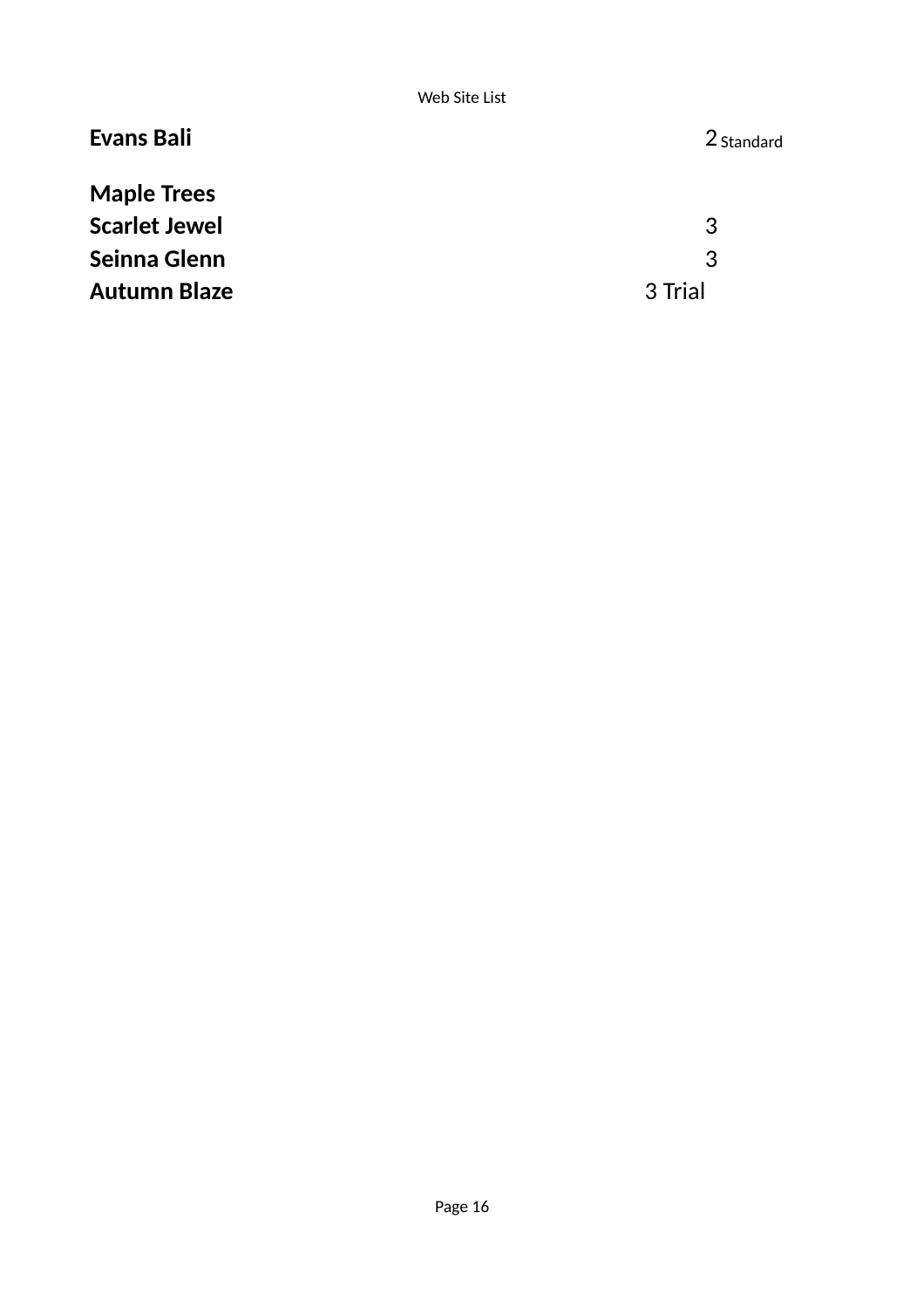**Evans Bali** 2 Standard

**Maple Trees**

**Scarlet Jewel** 3

**Seinna Glenn** 3

**Autumn Blaze** 3 Trial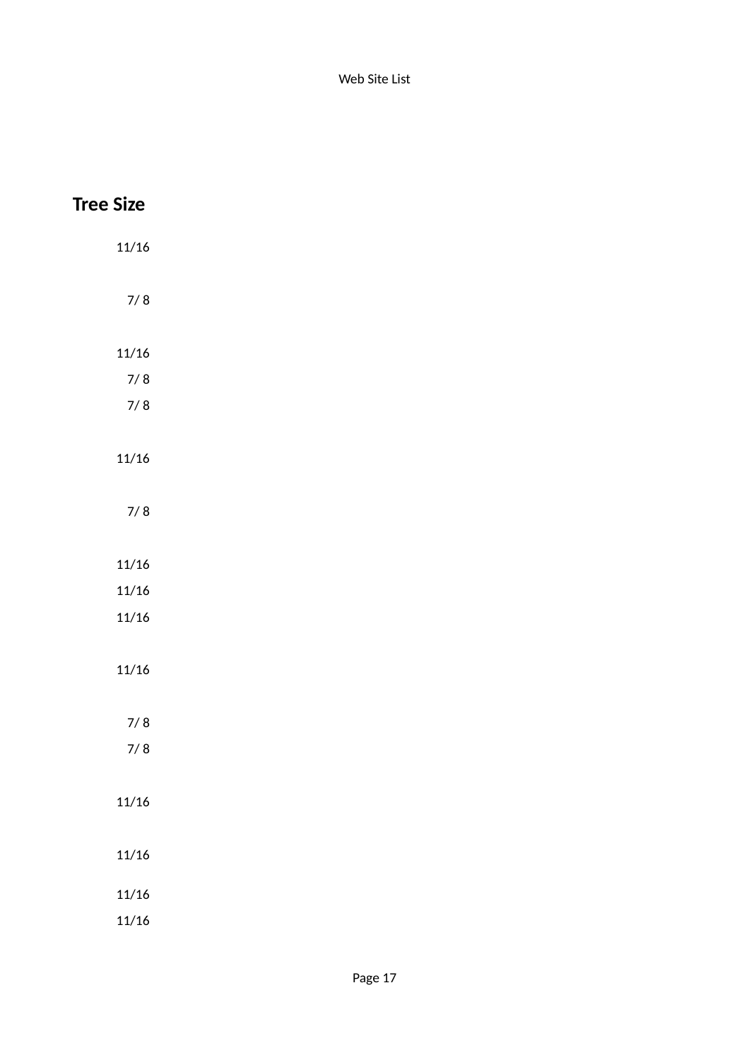**Tree Size**

11/16

7/ 8

11/16

7/ 8

7/ 8

11/16

7/ 8

11/16

11/16

11/16

11/16

7/ 8

7/ 8

11/16

11/16

11/16

11/16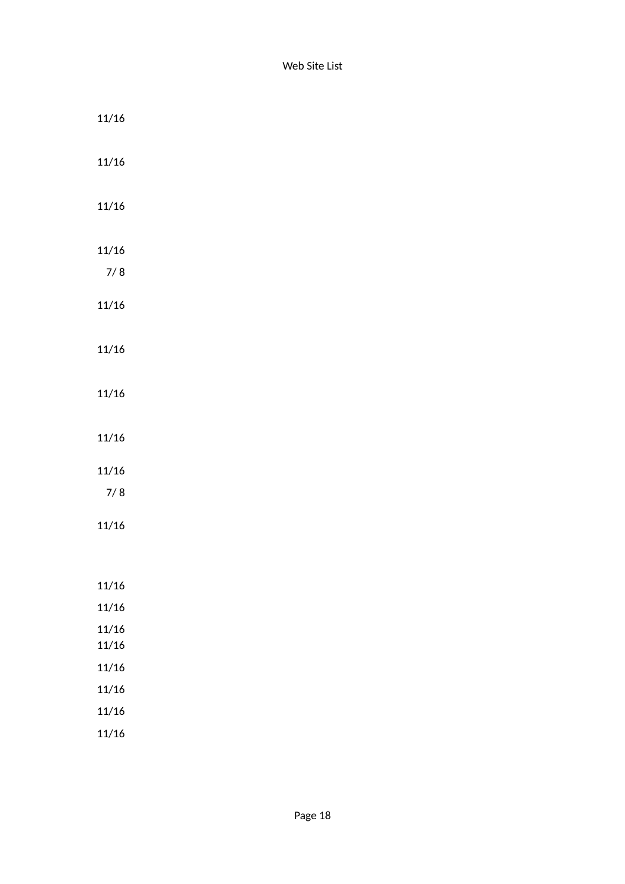Web Site List

11/16

11/16

11/16

11/16

7/ 8

11/16

11/16

11/16

11/16

11/16

7/ 8

11/16

11/16

11/16

11/16

11/16

11/16

11/16

11/16

11/16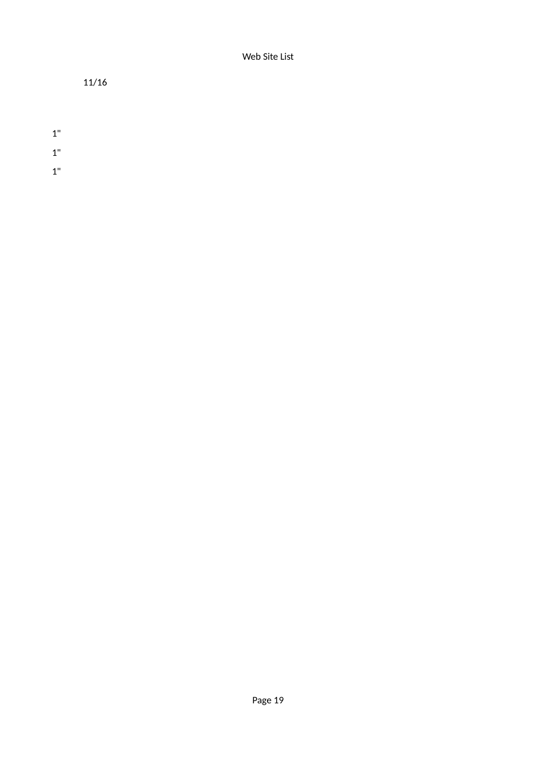Web Site List

11/16

1"

1"

1"